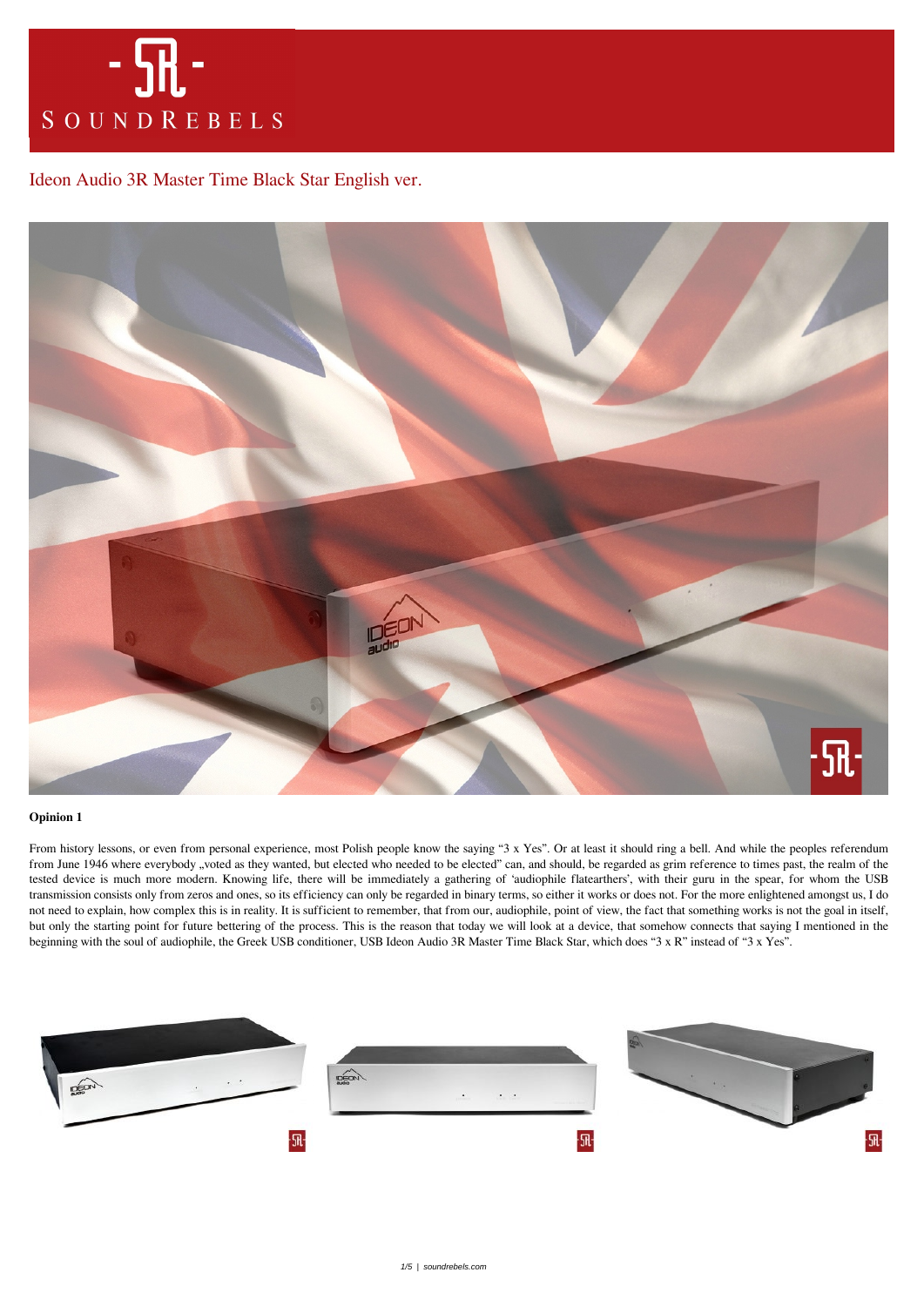# Ideon Audio 3R Master Time Black Star English ver.

**Opinion 1**

From history lessons, or even from personal experience, most Polish people know the saying "3 x Yes". Or at least it should ring a bell. And while the peoples referendum from June 1946 where everybody „voted as they wanted, but elected who needed to be elected" can, and should, be regarded as grim reference to times past, the realm of the tested device is much more modern. Knowing life, there will be immediately a gathering of 'audiophile flatearthers', with their guru in the spear, for whom the USB transmission consists only from zeros and ones, so its efficiency can only be regarded in binary terms, so either it works or does not. For the more enlightened amongst us, I do not need to explain, how complex this is in reality. It is sufficient to remember, that from our, audiophile, point of view, the fact that something works is not the goal in itself, but only the starting point for future bettering of the process. This is the reason that today we will look at a device, that somehow connects that saying I mentioned in the beginning with the soul of audiophile, the Greek USB conditioner, USB Ideon Audio 3R Master Time Black Star, which does "3 x R" instead of "3 x Yes".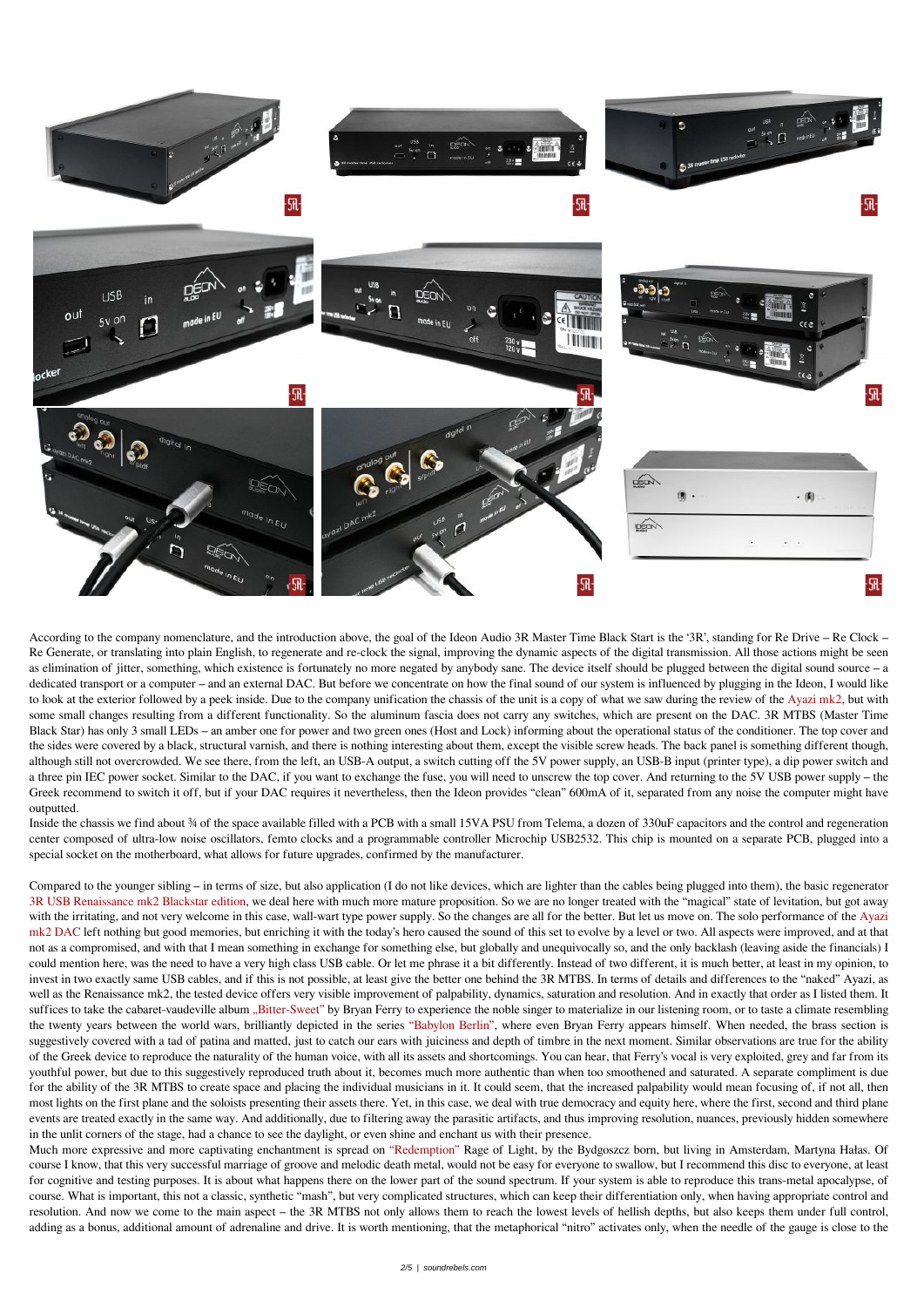According to the company nomenclature, and the introduction above, the goal of the Ideon Audio 3R Master Time Black Start is the '3R', standing for Re Drive – Re Clock – Re Generate, or translating into plain English, to regenerate and re-clock the signal, improving the dynamic aspects of the digital transmission. All those actions might be seen as elimination of jitter, something, which existence is fortunately no more negated by anybody sane. The device itself should be plugged between the digital sound source – a dedicated transport or a computer – and an external DAC. But before we concentrate on how the final sound of our system is influenced by plugging in the Ideon, I would like to look at the exterior followed by a peek inside. Due to the company unification the chassis of the unit is a copy of what we saw during the review of the Ayazi mk2, but with some small changes resulting from a different functionality. So the aluminum fascia does not carry any switches, which are present on the DAC. 3R MTBS (Master Time Black Star) has only 3 small LEDs – an amber one for power and two green ones (Host and Lock) informing about the operational status of the conditioner. The top cover and the sides were covered by a black, structural varnish, and there is nothing interesting about them, except the visible screw heads. The back panel is something different though, although still not overcrowded. We see there, from the left, an USB-A output, a switch cutting off the 5V power supply, an USB-B input (printer type), a dip power switch and a three pin IEC power socket. Similar to the DAC, if you want to exchange the fuse, you will need to unscrew the top cover. And returning to the 5V USB power supply – the Greek recommend to switch it off, but if your DAC requires it nevertheless, then the Ideon provides "clean" 600mA of it, separated from any noise the computer might have outputted.

Inside the chassis we find about ¾ of the space available filled with a PCB with a small 15VA PSU from Telema, a dozen of 330uF capacitors and the control and regeneration center composed of ultra-low noise oscillators, femto clocks and a programmable controller Microchip USB2532. This chip is mounted on a separate PCB, plugged into a special socket on the motherboard, what allows for future upgrades, confirmed by the manufacturer.

Compared to the younger sibling – in terms of size, but also application (I do not like devices, which are lighter than the cables being plugged into them), the basic regenerator 3R USB Renaissance mk2 Blackstar edition, we deal here with much more mature proposition. So we are no longer treated with the "magical" state of levitation, but got away with the irritating, and not very welcome in this case, wall-wart type power supply. So the changes are all for the better. But let us move on. The solo performance of the Ayazi mk2 DAC left nothing but good memories, but enriching it with the today's hero caused the sound of this set to evolve by a level or two. All aspects were improved, and at that not as a compromised, and with that I mean something in exchange for something else, but globally and unequivocally so, and the only backlash (leaving aside the financials) I could mention here, was the need to have a very high class USB cable. Or let me phrase it a bit differently. Instead of two different, it is much better, at least in my opinion, to invest in two exactly same USB cables, and if this is not possible, at least give the better one behind the 3R MTBS. In terms of details and differences to the "naked" Ayazi, as well as the Renaissance mk2, the tested device offers very visible improvement of palpability, dynamics, saturation and resolution. And in exactly that order as I listed them. It suffices to take the cabaret-vaudeville album „Bitter-Sweet" by Bryan Ferry to experience the noble singer to materialize in our listening room, or to taste a climate resembling the twenty years between the world wars, brilliantly depicted in the series "Babylon Berlin", where even Bryan Ferry appears himself. When needed, the brass section is suggestively covered with a tad of patina and matted, just to catch our ears with juiciness and depth of timbre in the next moment. Similar observations are true for the ability of the Greek device to reproduce the naturality of the human voice, with all its assets and shortcomings. You can hear, that Ferry's vocal is very exploited, grey and far from its youthful power, but due to this suggestively reproduced truth about it, becomes much more authentic than when too smoothened and saturated. A separate compliment is due for the ability of the 3R MTBS to create space and placing the individual musicians in it. It could seem, that the increased palpability would mean focusing of, if not all, then most lights on the first plane and the soloists presenting their assets there. Yet, in this case, we deal with true democracy and equity here, where the first, second and third plane events are treated exactly in the same way. And additionally, due to filtering away the parasitic artifacts, and thus improving resolution, nuances, previously hidden somewhere in the unlit corners of the stage, had a chance to see the daylight, or even shine and enchant us with their presence.

Much more expressive and more captivating enchantment is spread on "Redemption" Rage of Light, by the Bydgoszcz born, but living in Amsterdam, Martyna Hałas. Of course I know, that this very successful marriage of groove and melodic death metal, would not be easy for everyone to swallow, but I recommend this disc to everyone, at least for cognitive and testing purposes. It is about what happens there on the lower part of the sound spectrum. If your system is able to reproduce this trans-metal apocalypse, of course. What is important, this not a classic, synthetic "mash", but very complicated structures, which can keep their differentiation only, when having appropriate control and resolution. And now we come to the main aspect – the 3R MTBS not only allows them to reach the lowest levels of hellish depths, but also keeps them under full control, adding as a bonus, additional amount of adrenaline and drive. It is worth mentioning, that the metaphorical "nitro" activates only, when the needle of the gauge is close to the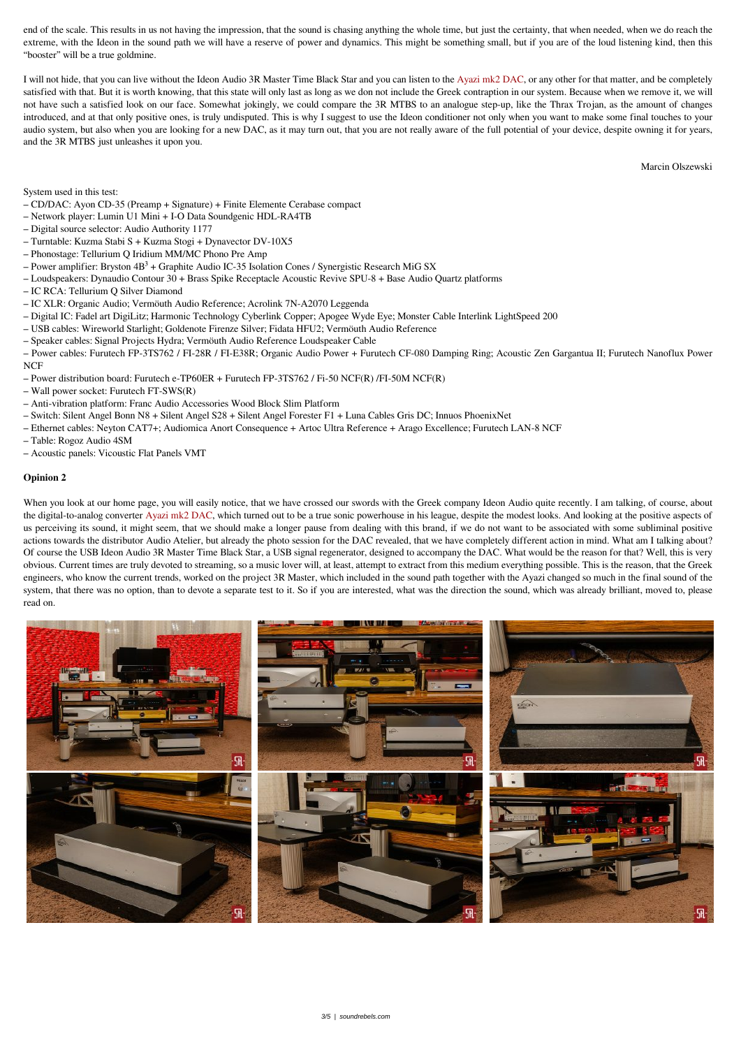end of the scale. This results in us not having the impression, that the sound is chasing anything the whole time, but just the certainty, that when needed, when we do reach the extreme, with the Ideon in the sound path we will have a reserve of power and dynamics. This might be something small, but if you are of the loud listening kind, then this "booster" will be a true goldmine.

I will not hide, that you can live without the Ideon Audio 3R Master Time Black Star and you can listen to the Ayazi mk2 DAC, or any other for that matter, and be completely satisfied with that. But it is worth knowing, that this state will only last as long as we do not include the Greek contraption in our system. Because when we remove it, we will not have such a satisfied look on our face. Somewhat jokingly, we could compare the 3R MTBS to an analogue step-up, like the Thrax Trojan, as the amount of changes introduced, and at that only positive ones, is truly undisputed. This is why I suggest to use the Ideon conditioner not only when you want to make some final touches to your audio system, but also when you are looking for a new DAC, as it may turn out, that you are not really aware of the full potential of your device, despite owning it for years, and the 3R MTBS just unleashes it upon you.

Marcin Olszewski

System used in this test:
– CD/DAC: Ayon CD-35 (Preamp + Signature) + Finite Elemente Cerabase compact
– Network player: Lumin U1 Mini + I-O Data Soundgenic HDL-RA4TB
– Digital source selector: Audio Authority 1177
– Turntable: Kuzma Stabi S + Kuzma Stogi + Dynavector DV-10X5
– Phonostage: Tellurium Q Iridium MM/MC Phono Pre Amp
– Power amplifier: Bryston $4B^3$ + Graphite Audio IC-35 Isolation Cones / Synergistic Research MiG SX
– Loudspeakers: Dynaudio Contour 30 + Brass Spike Receptacle Acoustic Revive SPU-8 + Base Audio Quartz platforms
– IC RCA: Tellurium Q Silver Diamond
– IC XLR: Organic Audio; Vermöuth Audio Reference; Acrolink 7N-A2070 Leggenda
– Digital IC: Fadel art DigiLitz; Harmonic Technology Cyberlink Copper; Apogee Wyde Eye; Monster Cable Interlink LightSpeed 200
– USB cables: Wireworld Starlight; Goldenote Firenze Silver; Fidata HFU2; Vermöuth Audio Reference
– Speaker cables: Signal Projects Hydra; Vermöuth Audio Reference Loudspeaker Cable
– Power cables: Furutech FP-3TS762 / FI-28R / FI-E38R; Organic Audio Power + Furutech CF-080 Damping Ring; Acoustic Zen Gargantua II; Furutech Nanoflux Power NCF
– Power distribution board: Furutech e-TP60ER + Furutech FP-3TS762 / Fi-50 NCF(R) /FI-50M NCF(R)
– Wall power socket: Furutech FT-SWS(R)
– Anti-vibration platform: Franc Audio Accessories Wood Block Slim Platform
– Switch: Silent Angel Bonn N8 + Silent Angel S28 + Silent Angel Forester F1 + Luna Cables Gris DC; Innuos PhoenixNet
– Ethernet cables: Neyton CAT7+; Audiomica Anort Consequence + Artoc Ultra Reference + Arago Excellence; Furutech LAN-8 NCF
– Table: Rogoz Audio 4SM
– Acoustic panels: Vicoustic Flat Panels VMT

**Opinion 2**

When you look at our home page, you will easily notice, that we have crossed our swords with the Greek company Ideon Audio quite recently. I am talking, of course, about the digital-to-analog converter Ayazi mk2 DAC, which turned out to be a true sonic powerhouse in his league, despite the modest looks. And looking at the positive aspects of us perceiving its sound, it might seem, that we should make a longer pause from dealing with this brand, if we do not want to be associated with some subliminal positive actions towards the distributor Audio Atelier, but already the photo session for the DAC revealed, that we have completely different action in mind. What am I talking about? Of course the USB Ideon Audio 3R Master Time Black Star, a USB signal regenerator, designed to accompany the DAC. What would be the reason for that? Well, this is very obvious. Current times are truly devoted to streaming, so a music lover will, at least, attempt to extract from this medium everything possible. This is the reason, that the Greek engineers, who know the current trends, worked on the project 3R Master, which included in the sound path together with the Ayazi changed so much in the final sound of the system, that there was no option, than to devote a separate test to it. So if you are interested, what was the direction the sound, which was already brilliant, moved to, please read on.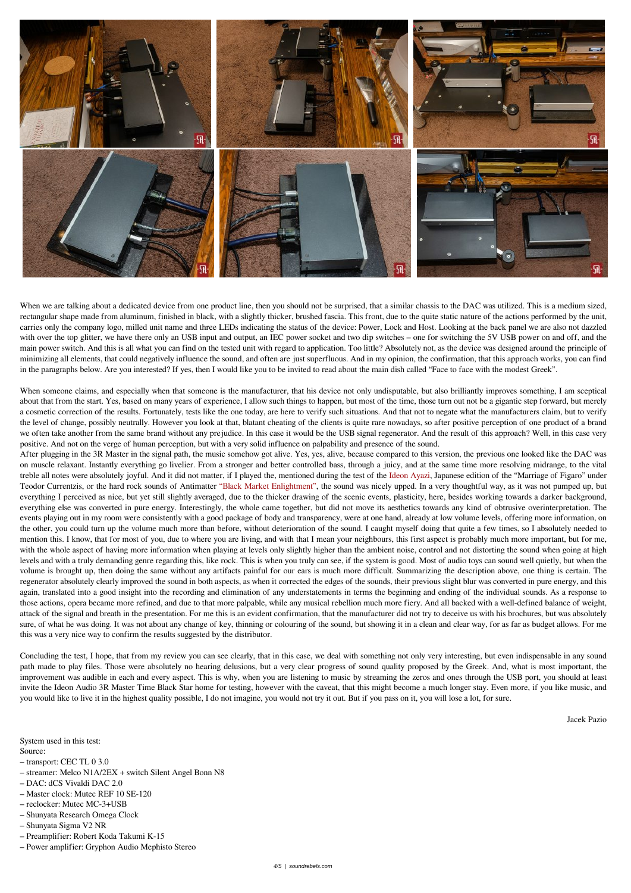When we are talking about a dedicated device from one product line, then you should not be surprised, that a similar chassis to the DAC was utilized. This is a medium sized, rectangular shape made from aluminum, finished in black, with a slightly thicker, brushed fascia. This front, due to the quite static nature of the actions performed by the unit, carries only the company logo, milled unit name and three LEDs indicating the status of the device: Power, Lock and Host. Looking at the back panel we are also not dazzled with over the top glitter, we have there only an USB input and output, an IEC power socket and two dip switches – one for switching the 5V USB power on and off, and the main power switch. And this is all what you can find on the tested unit with regard to application. Too little? Absolutely not, as the device was designed around the principle of minimizing all elements, that could negatively influence the sound, and often are just superfluous. And in my opinion, the confirmation, that this approach works, you can find in the paragraphs below. Are you interested? If yes, then I would like you to be invited to read about the main dish called "Face to face with the modest Greek".

When someone claims, and especially when that someone is the manufacturer, that his device not only undisputable, but also brilliantly improves something, I am sceptical about that from the start. Yes, based on many years of experience, I allow such things to happen, but most of the time, those turn out not be a gigantic step forward, but merely a cosmetic correction of the results. Fortunately, tests like the one today, are here to verify such situations. And that not to negate what the manufacturers claim, but to verify the level of change, possibly neutrally. However you look at that, blatant cheating of the clients is quite rare nowadays, so after positive perception of one product of a brand we often take another from the same brand without any prejudice. In this case it would be the USB signal regenerator. And the result of this approach? Well, in this case very positive. And not on the verge of human perception, but with a very solid influence on palpability and presence of the sound.
After plugging in the 3R Master in the signal path, the music somehow got alive. Yes, yes, alive, because compared to this version, the previous one looked like the DAC was on muscle relaxant. Instantly everything go livelier. From a stronger and better controlled bass, through a juicy, and at the same time more resolving midrange, to the vital treble all notes were absolutely joyful. And it did not matter, if I played the, mentioned during the test of the Ideon Ayazi, Japanese edition of the "Marriage of Figaro" under Teodor Currentzis, or the hard rock sounds of Antimatter "Black Market Enlightment", the sound was nicely upped. In a very thoughtful way, as it was not pumped up, but everything I perceived as nice, but yet still slightly averaged, due to the thicker drawing of the scenic events, plasticity, here, besides working towards a darker background, everything else was converted in pure energy. Interestingly, the whole came together, but did not move its aesthetics towards any kind of obtrusive overinterpretation. The events playing out in my room were consistently with a good package of body and transparency, were at one hand, already at low volume levels, offering more information, on the other, you could turn up the volume much more than before, without deterioration of the sound. I caught myself doing that quite a few times, so I absolutely needed to mention this. I know, that for most of you, due to where you are living, and with that I mean your neighbours, this first aspect is probably much more important, but for me, with the whole aspect of having more information when playing at levels only slightly higher than the ambient noise, control and not distorting the sound when going at high levels and with a truly demanding genre regarding this, like rock. This is when you truly can see, if the system is good. Most of audio toys can sound well quietly, but when the volume is brought up, then doing the same without any artifacts painful for our ears is much more difficult. Summarizing the description above, one thing is certain. The regenerator absolutely clearly improved the sound in both aspects, as when it corrected the edges of the sounds, their previous slight blur was converted in pure energy, and this again, translated into a good insight into the recording and elimination of any understatements in terms the beginning and ending of the individual sounds. As a response to those actions, opera became more refined, and due to that more palpable, while any musical rebellion much more fiery. And all backed with a well-defined balance of weight, attack of the signal and breath in the presentation. For me this is an evident confirmation, that the manufacturer did not try to deceive us with his brochures, but was absolutely sure, of what he was doing. It was not about any change of key, thinning or colouring of the sound, but showing it in a clean and clear way, for as far as budget allows. For me this was a very nice way to confirm the results suggested by the distributor.

Concluding the test, I hope, that from my review you can see clearly, that in this case, we deal with something not only very interesting, but even indispensable in any sound path made to play files. Those were absolutely no hearing delusions, but a very clear progress of sound quality proposed by the Greek. And, what is most important, the improvement was audible in each and every aspect. This is why, when you are listening to music by streaming the zeros and ones through the USB port, you should at least invite the Ideon Audio 3R Master Time Black Star home for testing, however with the caveat, that this might become a much longer stay. Even more, if you like music, and you would like to live it in the highest quality possible, I do not imagine, you would not try it out. But if you pass on it, you will lose a lot, for sure.

Jacek Pazio

System used in this test:
Source:
– transport: CEC TL 0 3.0
– streamer: Melco N1A/2EX + switch Silent Angel Bonn N8
– DAC: dCS Vivaldi DAC 2.0
– Master clock: Mutec REF 10 SE-120
– reclocker: Mutec MC-3+USB
– Shunyata Research Omega Clock
– Shunyata Sigma V2 NR
– Preamplifier: Robert Koda Takumi K-15
– Power amplifier: Gryphon Audio Mephisto Stereo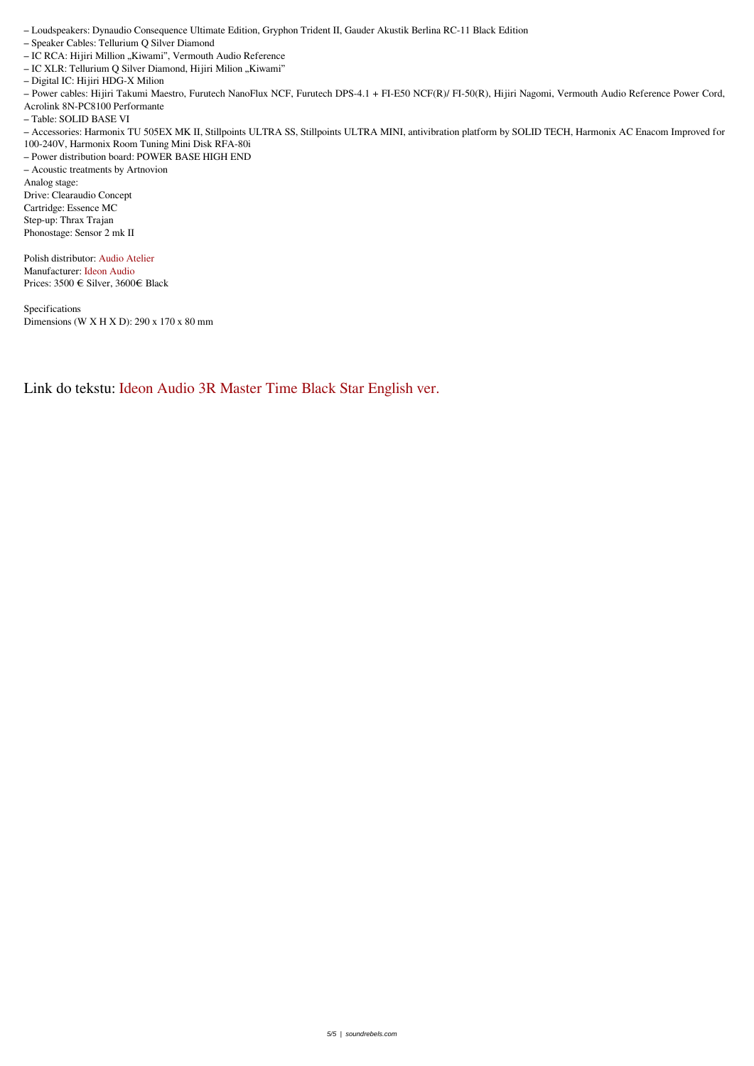– Loudspeakers: Dynaudio Consequence Ultimate Edition, Gryphon Trident II, Gauder Akustik Berlina RC-11 Black Edition
– Speaker Cables: Tellurium Q Silver Diamond
– IC RCA: Hijiri Million „Kiwami", Vermouth Audio Reference
– IC XLR: Tellurium Q Silver Diamond, Hijiri Milion „Kiwami"
– Digital IC: Hijiri HDG-X Milion
– Power cables: Hijiri Takumi Maestro, Furutech NanoFlux NCF, Furutech DPS-4.1 + FI-E50 NCF(R)/ FI-50(R), Hijiri Nagomi, Vermouth Audio Reference Power Cord, Acrolink 8N-PC8100 Performante
– Table: SOLID BASE VI
– Accessories: Harmonix TU 505EX MK II, Stillpoints ULTRA SS, Stillpoints ULTRA MINI, antivibration platform by SOLID TECH, Harmonix AC Enacom Improved for 100-240V, Harmonix Room Tuning Mini Disk RFA-80i
– Power distribution board: POWER BASE HIGH END
– Acoustic treatments by Artnovion

Analog stage:
Drive: Clearaudio Concept
Cartridge: Essence MC
Step-up: Thrax Trajan
Phonostage: Sensor 2 mk II

Polish distributor: Audio Atelier
Manufacturer: Ideon Audio
Prices: 3500 € Silver, 3600€ Black

Specifications
Dimensions (W X H X D): 290 x 170 x 80 mm

Link do tekstu: Ideon Audio 3R Master Time Black Star English ver.